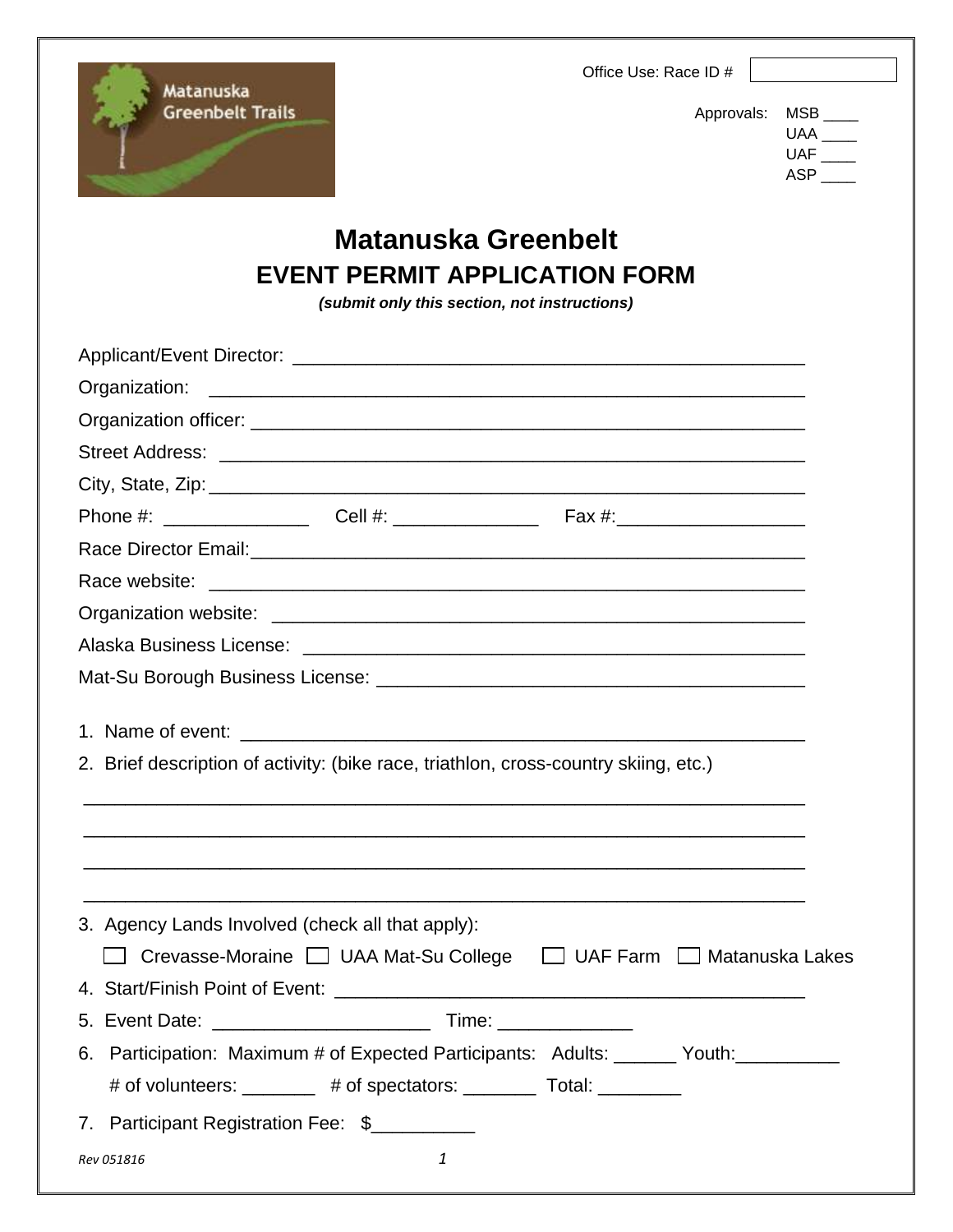Office Use: Race ID # [ ]

Approvals: MSB ____
UAA ____
UAF ____
ASP ____

# Matanuska Greenbelt

## EVENT PERMIT APPLICATION FORM

***(submit only this section, not instructions)***

Applicant/Event Director: ___________________________________________________

Organization: ___________________________________________________________

Organization officer: ______________________________________________________

Street Address: _________________________________________________________

City, State, Zip: _________________________________________________________

Phone #: ______________ Cell #: ______________ Fax #:__________________

Race Director Email:_______________________________________________________

Race website: ___________________________________________________________

Organization website: _____________________________________________________

Alaska Business License: __________________________________________________

Mat-Su Borough Business License: __________________________________________

1. Name of event: ______________________________________________________
2. Brief description of activity: (bike race, triathlon, cross-country skiing, etc.)

   ____________________________________________________________________

   ____________________________________________________________________

   ____________________________________________________________________

   ____________________________________________________________________
3. Agency Lands Involved (check all that apply):

   ☐ Crevasse-Moraine ☐ UAA Mat-Su College ☐ UAF Farm ☐ Matanuska Lakes
4. Start/Finish Point of Event: _____________________________________________
5. Event Date: _____________________ Time: _____________
6. Participation: Maximum # of Expected Participants: Adults: ______ Youth:__________

   # of volunteers: _______ # of spectators: _______ Total: ________
7. Participant Registration Fee: $__________

Rev 051816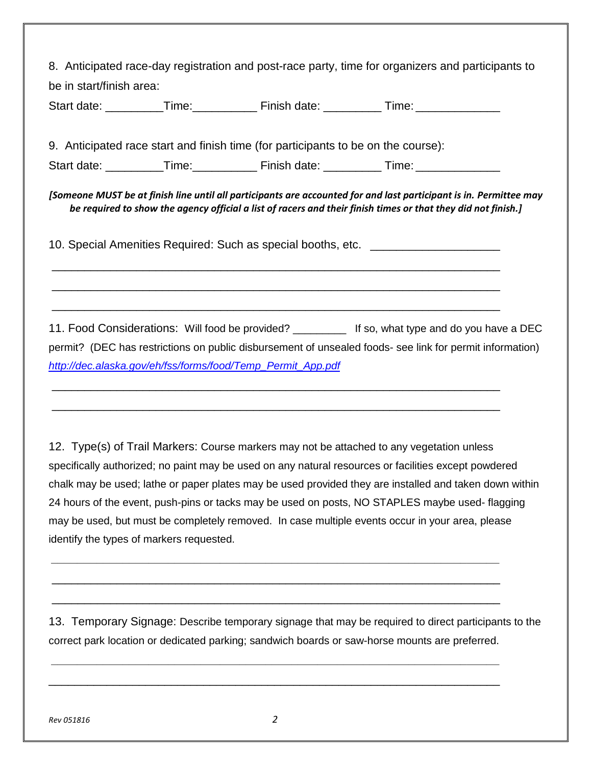8. Anticipated race-day registration and post-race party, time for organizers and participants to be in start/finish area:

Start date: _________Time:__________ Finish date: _________ Time:_____________

9. Anticipated race start and finish time (for participants to be on the course):

Start date: _________Time:__________ Finish date: _________ Time:_____________

***[Someone MUST be at finish line until all participants are accounted for and last participant is in. Permittee may be required to show the agency official a list of racers and their finish times or that they did not finish.]***

10. Special Amenities Required: Such as special booths, etc. ____________________

_________________________________________________________________

_________________________________________________________________

_________________________________________________________________

11. Food Considerations: Will food be provided? _________ If so, what type and do you have a DEC permit? (DEC has restrictions on public disbursement of unsealed foods- see link for permit information) *http://dec.alaska.gov/eh/fss/forms/food/Temp_Permit_App.pdf*

_________________________________________________________________

_________________________________________________________________

12. Type(s) of Trail Markers: Course markers may not be attached to any vegetation unless specifically authorized; no paint may be used on any natural resources or facilities except powdered chalk may be used; lathe or paper plates may be used provided they are installed and taken down within 24 hours of the event, push-pins or tacks may be used on posts, NO STAPLES maybe used- flagging may be used, but must be completely removed. In case multiple events occur in your area, please identify the types of markers requested.

_________________________________________________________________

_________________________________________________________________

_________________________________________________________________

13. Temporary Signage: Describe temporary signage that may be required to direct participants to the correct park location or dedicated parking; sandwich boards or saw-horse mounts are preferred.

_________________________________________________________________

_________________________________________________________________

*Rev 051816*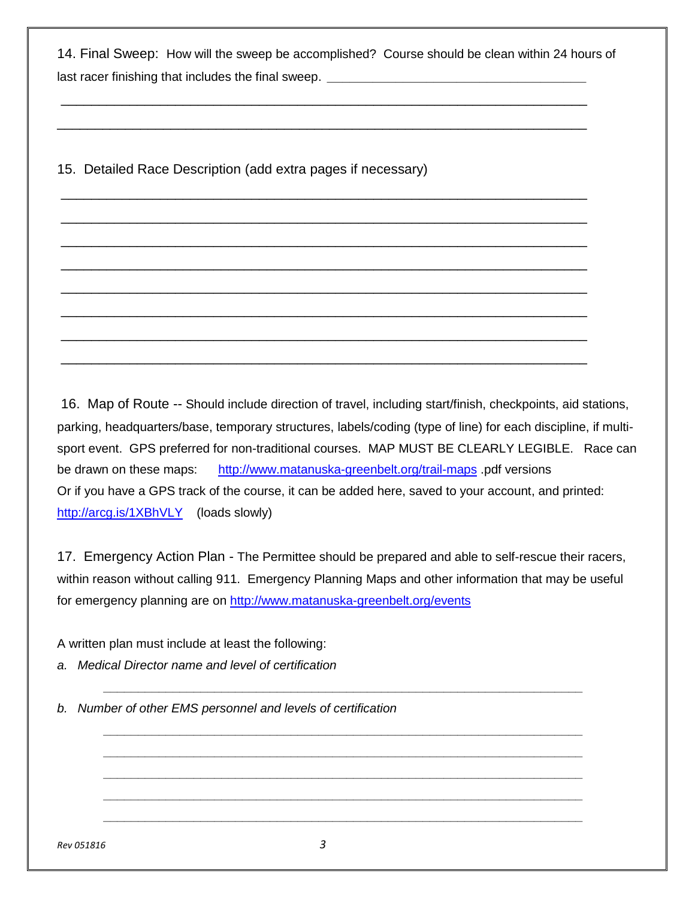14. Final Sweep: How will the sweep be accomplished? Course should be clean within 24 hours of last racer finishing that includes the final sweep. ___________________________________

___________________________________________________________________________

___________________________________________________________________________

15. Detailed Race Description (add extra pages if necessary)

___________________________________________________________________________

___________________________________________________________________________

___________________________________________________________________________

___________________________________________________________________________

___________________________________________________________________________

___________________________________________________________________________

___________________________________________________________________________

___________________________________________________________________________

16. Map of Route -- Should include direction of travel, including start/finish, checkpoints, aid stations, parking, headquarters/base, temporary structures, labels/coding (type of line) for each discipline, if multi-sport event. GPS preferred for non-traditional courses. MAP MUST BE CLEARLY LEGIBLE. Race can be drawn on these maps: http://www.matanuska-greenbelt.org/trail-maps .pdf versions
Or if you have a GPS track of the course, it can be added here, saved to your account, and printed: http://arcg.is/1XBhVLY (loads slowly)

17. Emergency Action Plan - The Permittee should be prepared and able to self-rescue their racers, within reason without calling 911. Emergency Planning Maps and other information that may be useful for emergency planning are on http://www.matanuska-greenbelt.org/events

A written plan must include at least the following:

a. *Medical Director name and level of certification*

   ___________________________________________________________________

b. *Number of other EMS personnel and levels of certification*

   ___________________________________________________________________

   ___________________________________________________________________

   ___________________________________________________________________

   ___________________________________________________________________

   ___________________________________________________________________

*Rev 051816*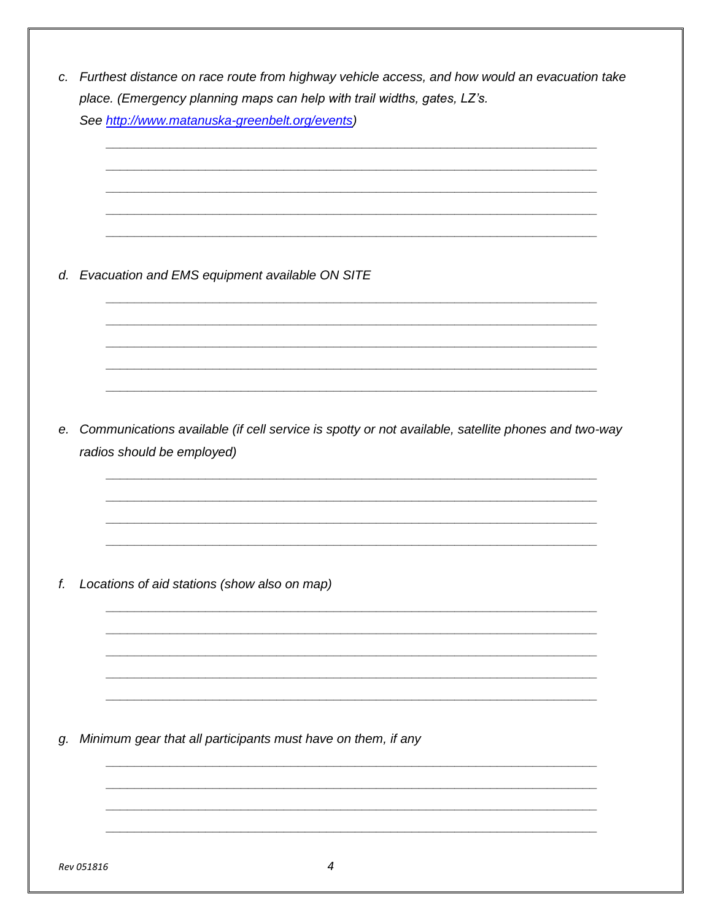c. *Furthest distance on race route from highway vehicle access, and how would an evacuation take place. (Emergency planning maps can help with trail widths, gates, LZ's. See [http://www.matanuska-greenbelt.org/events](http://www.matanuska-greenbelt.org/events))*

_______________________________________________________________________

_______________________________________________________________________

_______________________________________________________________________

_______________________________________________________________________

_______________________________________________________________________

d. *Evacuation and EMS equipment available ON SITE*

_______________________________________________________________________

_______________________________________________________________________

_______________________________________________________________________

_______________________________________________________________________

_______________________________________________________________________

e. *Communications available (if cell service is spotty or not available, satellite phones and two-way radios should be employed)*

_______________________________________________________________________

_______________________________________________________________________

_______________________________________________________________________

_______________________________________________________________________

f. *Locations of aid stations (show also on map)*

_______________________________________________________________________

_______________________________________________________________________

_______________________________________________________________________

_______________________________________________________________________

_______________________________________________________________________

g. *Minimum gear that all participants must have on them, if any*

_______________________________________________________________________

_______________________________________________________________________

_______________________________________________________________________

_______________________________________________________________________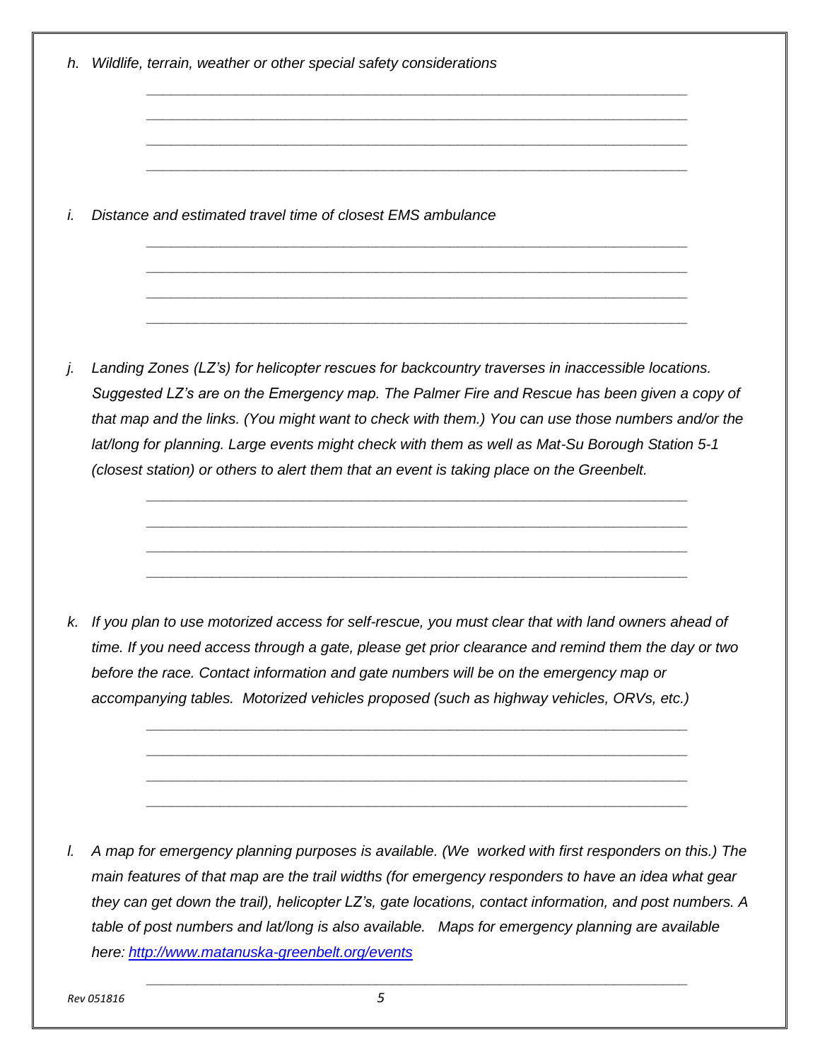*h. Wildlife, terrain, weather or other special safety considerations*

\_\_\_\_\_\_\_\_\_\_\_\_\_\_\_\_\_\_\_\_\_\_\_\_\_\_\_\_\_\_\_\_\_\_\_\_\_\_\_\_\_\_\_\_\_\_\_\_\_\_\_\_\_\_\_\_\_\_\_\_\_\_

\_\_\_\_\_\_\_\_\_\_\_\_\_\_\_\_\_\_\_\_\_\_\_\_\_\_\_\_\_\_\_\_\_\_\_\_\_\_\_\_\_\_\_\_\_\_\_\_\_\_\_\_\_\_\_\_\_\_\_\_\_\_

\_\_\_\_\_\_\_\_\_\_\_\_\_\_\_\_\_\_\_\_\_\_\_\_\_\_\_\_\_\_\_\_\_\_\_\_\_\_\_\_\_\_\_\_\_\_\_\_\_\_\_\_\_\_\_\_\_\_\_\_\_\_

\_\_\_\_\_\_\_\_\_\_\_\_\_\_\_\_\_\_\_\_\_\_\_\_\_\_\_\_\_\_\_\_\_\_\_\_\_\_\_\_\_\_\_\_\_\_\_\_\_\_\_\_\_\_\_\_\_\_\_\_\_\_

*i. Distance and estimated travel time of closest EMS ambulance*

\_\_\_\_\_\_\_\_\_\_\_\_\_\_\_\_\_\_\_\_\_\_\_\_\_\_\_\_\_\_\_\_\_\_\_\_\_\_\_\_\_\_\_\_\_\_\_\_\_\_\_\_\_\_\_\_\_\_\_\_\_\_

\_\_\_\_\_\_\_\_\_\_\_\_\_\_\_\_\_\_\_\_\_\_\_\_\_\_\_\_\_\_\_\_\_\_\_\_\_\_\_\_\_\_\_\_\_\_\_\_\_\_\_\_\_\_\_\_\_\_\_\_\_\_

\_\_\_\_\_\_\_\_\_\_\_\_\_\_\_\_\_\_\_\_\_\_\_\_\_\_\_\_\_\_\_\_\_\_\_\_\_\_\_\_\_\_\_\_\_\_\_\_\_\_\_\_\_\_\_\_\_\_\_\_\_\_

\_\_\_\_\_\_\_\_\_\_\_\_\_\_\_\_\_\_\_\_\_\_\_\_\_\_\_\_\_\_\_\_\_\_\_\_\_\_\_\_\_\_\_\_\_\_\_\_\_\_\_\_\_\_\_\_\_\_\_\_\_\_

*j. Landing Zones (LZ's) for helicopter rescues for backcountry traverses in inaccessible locations. Suggested LZ's are on the Emergency map. The Palmer Fire and Rescue has been given a copy of that map and the links. (You might want to check with them.) You can use those numbers and/or the lat/long for planning. Large events might check with them as well as Mat-Su Borough Station 5-1 (closest station) or others to alert them that an event is taking place on the Greenbelt.*

\_\_\_\_\_\_\_\_\_\_\_\_\_\_\_\_\_\_\_\_\_\_\_\_\_\_\_\_\_\_\_\_\_\_\_\_\_\_\_\_\_\_\_\_\_\_\_\_\_\_\_\_\_\_\_\_\_\_\_\_\_\_

\_\_\_\_\_\_\_\_\_\_\_\_\_\_\_\_\_\_\_\_\_\_\_\_\_\_\_\_\_\_\_\_\_\_\_\_\_\_\_\_\_\_\_\_\_\_\_\_\_\_\_\_\_\_\_\_\_\_\_\_\_\_

\_\_\_\_\_\_\_\_\_\_\_\_\_\_\_\_\_\_\_\_\_\_\_\_\_\_\_\_\_\_\_\_\_\_\_\_\_\_\_\_\_\_\_\_\_\_\_\_\_\_\_\_\_\_\_\_\_\_\_\_\_\_

\_\_\_\_\_\_\_\_\_\_\_\_\_\_\_\_\_\_\_\_\_\_\_\_\_\_\_\_\_\_\_\_\_\_\_\_\_\_\_\_\_\_\_\_\_\_\_\_\_\_\_\_\_\_\_\_\_\_\_\_\_\_

*k. If you plan to use motorized access for self-rescue, you must clear that with land owners ahead of time. If you need access through a gate, please get prior clearance and remind them the day or two before the race. Contact information and gate numbers will be on the emergency map or accompanying tables. Motorized vehicles proposed (such as highway vehicles, ORVs, etc.)*

\_\_\_\_\_\_\_\_\_\_\_\_\_\_\_\_\_\_\_\_\_\_\_\_\_\_\_\_\_\_\_\_\_\_\_\_\_\_\_\_\_\_\_\_\_\_\_\_\_\_\_\_\_\_\_\_\_\_\_\_\_\_

\_\_\_\_\_\_\_\_\_\_\_\_\_\_\_\_\_\_\_\_\_\_\_\_\_\_\_\_\_\_\_\_\_\_\_\_\_\_\_\_\_\_\_\_\_\_\_\_\_\_\_\_\_\_\_\_\_\_\_\_\_\_

\_\_\_\_\_\_\_\_\_\_\_\_\_\_\_\_\_\_\_\_\_\_\_\_\_\_\_\_\_\_\_\_\_\_\_\_\_\_\_\_\_\_\_\_\_\_\_\_\_\_\_\_\_\_\_\_\_\_\_\_\_\_

\_\_\_\_\_\_\_\_\_\_\_\_\_\_\_\_\_\_\_\_\_\_\_\_\_\_\_\_\_\_\_\_\_\_\_\_\_\_\_\_\_\_\_\_\_\_\_\_\_\_\_\_\_\_\_\_\_\_\_\_\_\_

*l. A map for emergency planning purposes is available. (We worked with first responders on this.) The main features of that map are the trail widths (for emergency responders to have an idea what gear they can get down the trail), helicopter LZ's, gate locations, contact information, and post numbers. A table of post numbers and lat/long is also available. Maps for emergency planning are available here: [http://www.matanuska-greenbelt.org/events](http://www.matanuska-greenbelt.org/events)*

\_\_\_\_\_\_\_\_\_\_\_\_\_\_\_\_\_\_\_\_\_\_\_\_\_\_\_\_\_\_\_\_\_\_\_\_\_\_\_\_\_\_\_\_\_\_\_\_\_\_\_\_\_\_\_\_\_\_\_\_\_\_

*Rev 051816*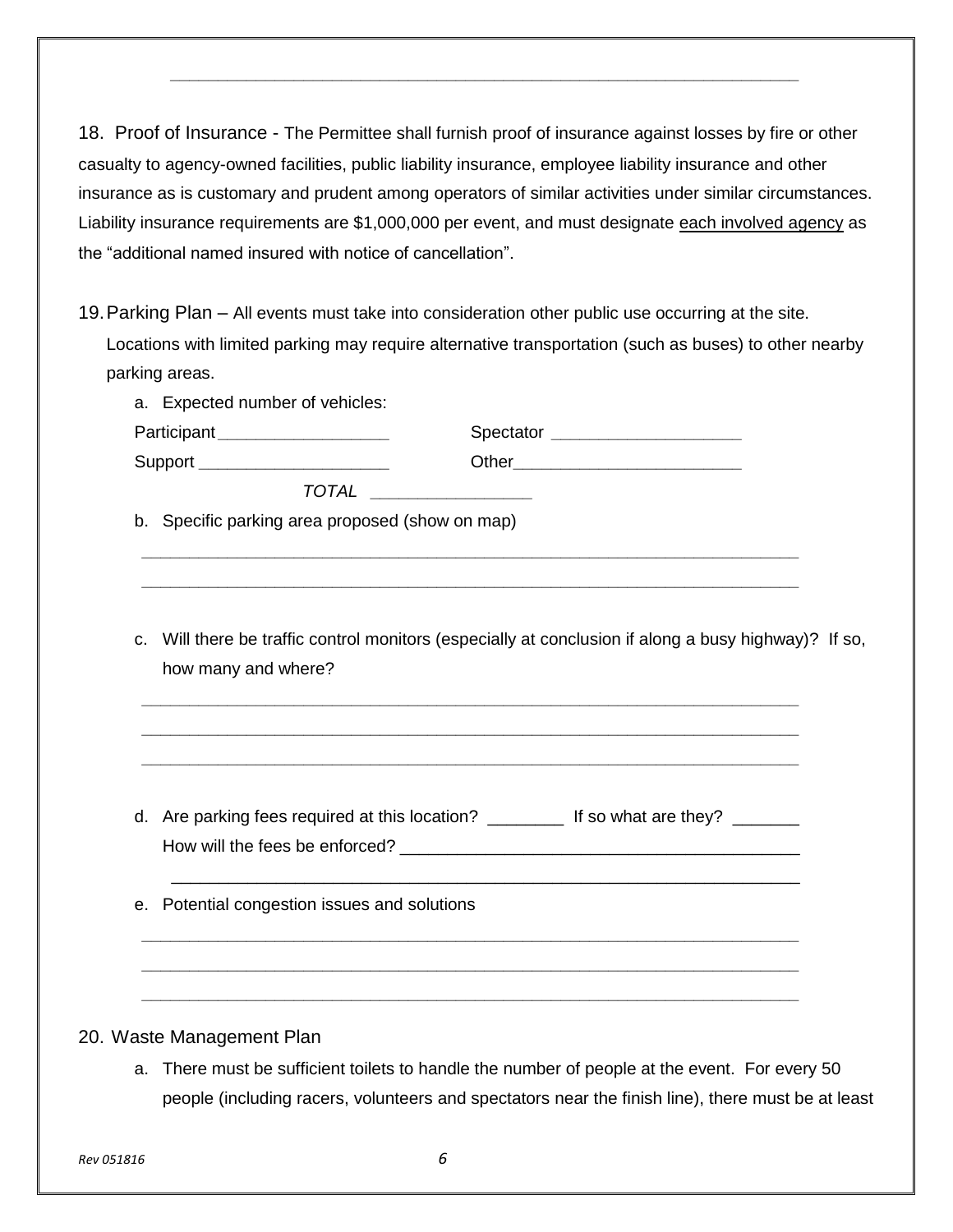_______________________________________________________________________

18. Proof of Insurance - The Permittee shall furnish proof of insurance against losses by fire or other casualty to agency-owned facilities, public liability insurance, employee liability insurance and other insurance as is customary and prudent among operators of similar activities under similar circumstances. Liability insurance requirements are $1,000,000 per event, and must designate each involved agency as the "additional named insured with notice of cancellation".

19. Parking Plan – All events must take into consideration other public use occurring at the site. Locations with limited parking may require alternative transportation (such as buses) to other nearby parking areas.

a. Expected number of vehicles:

Participant __________________ Spectator ____________________

Support ____________________ Other________________________

*TOTAL* _________________

b. Specific parking area proposed (show on map)

_______________________________________________________________________

_______________________________________________________________________

c. Will there be traffic control monitors (especially at conclusion if along a busy highway)? If so, how many and where?

_______________________________________________________________________

_______________________________________________________________________

_______________________________________________________________________

d. Are parking fees required at this location? ________ If so what are they? _______ How will the fees be enforced? ___________________________________________

_______________________________________________________________________

e. Potential congestion issues and solutions

_______________________________________________________________________

_______________________________________________________________________

_______________________________________________________________________

20. Waste Management Plan

a. There must be sufficient toilets to handle the number of people at the event. For every 50 people (including racers, volunteers and spectators near the finish line), there must be at least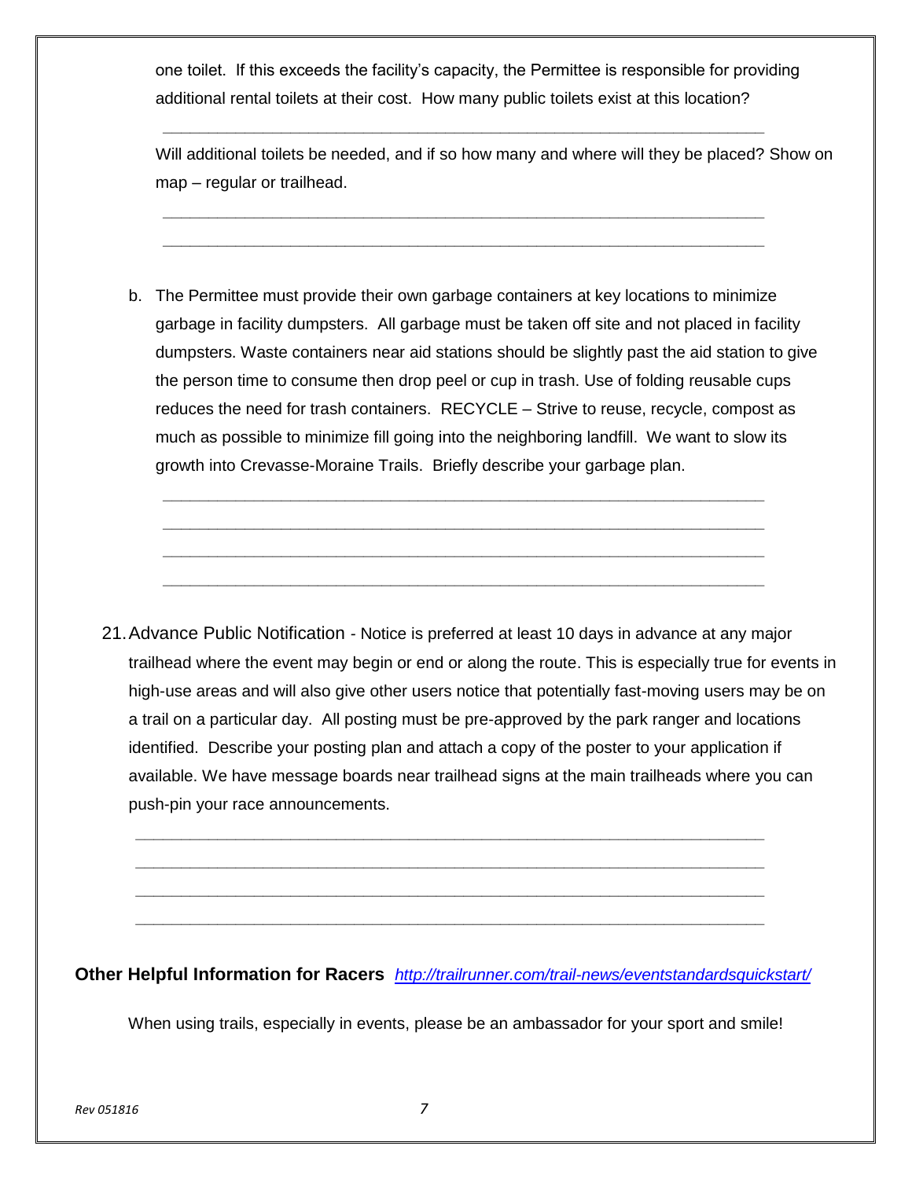one toilet. If this exceeds the facility's capacity, the Permittee is responsible for providing additional rental toilets at their cost. How many public toilets exist at this location?

_______________________________________________________________

Will additional toilets be needed, and if so how many and where will they be placed? Show on map – regular or trailhead.

_______________________________________________________________

_______________________________________________________________

b. The Permittee must provide their own garbage containers at key locations to minimize garbage in facility dumpsters. All garbage must be taken off site and not placed in facility dumpsters. Waste containers near aid stations should be slightly past the aid station to give the person time to consume then drop peel or cup in trash. Use of folding reusable cups reduces the need for trash containers. RECYCLE – Strive to reuse, recycle, compost as much as possible to minimize fill going into the neighboring landfill. We want to slow its growth into Crevasse-Moraine Trails. Briefly describe your garbage plan.

_______________________________________________________________

_______________________________________________________________

_______________________________________________________________

_______________________________________________________________

21. Advance Public Notification - Notice is preferred at least 10 days in advance at any major trailhead where the event may begin or end or along the route. This is especially true for events in high-use areas and will also give other users notice that potentially fast-moving users may be on a trail on a particular day. All posting must be pre-approved by the park ranger and locations identified. Describe your posting plan and attach a copy of the poster to your application if available. We have message boards near trailhead signs at the main trailheads where you can push-pin your race announcements.

_______________________________________________________________

_______________________________________________________________

_______________________________________________________________

_______________________________________________________________

**Other Helpful Information for Racers** *http://trailrunner.com/trail-news/eventstandardsquickstart/*

When using trails, especially in events, please be an ambassador for your sport and smile!

*Rev 051816*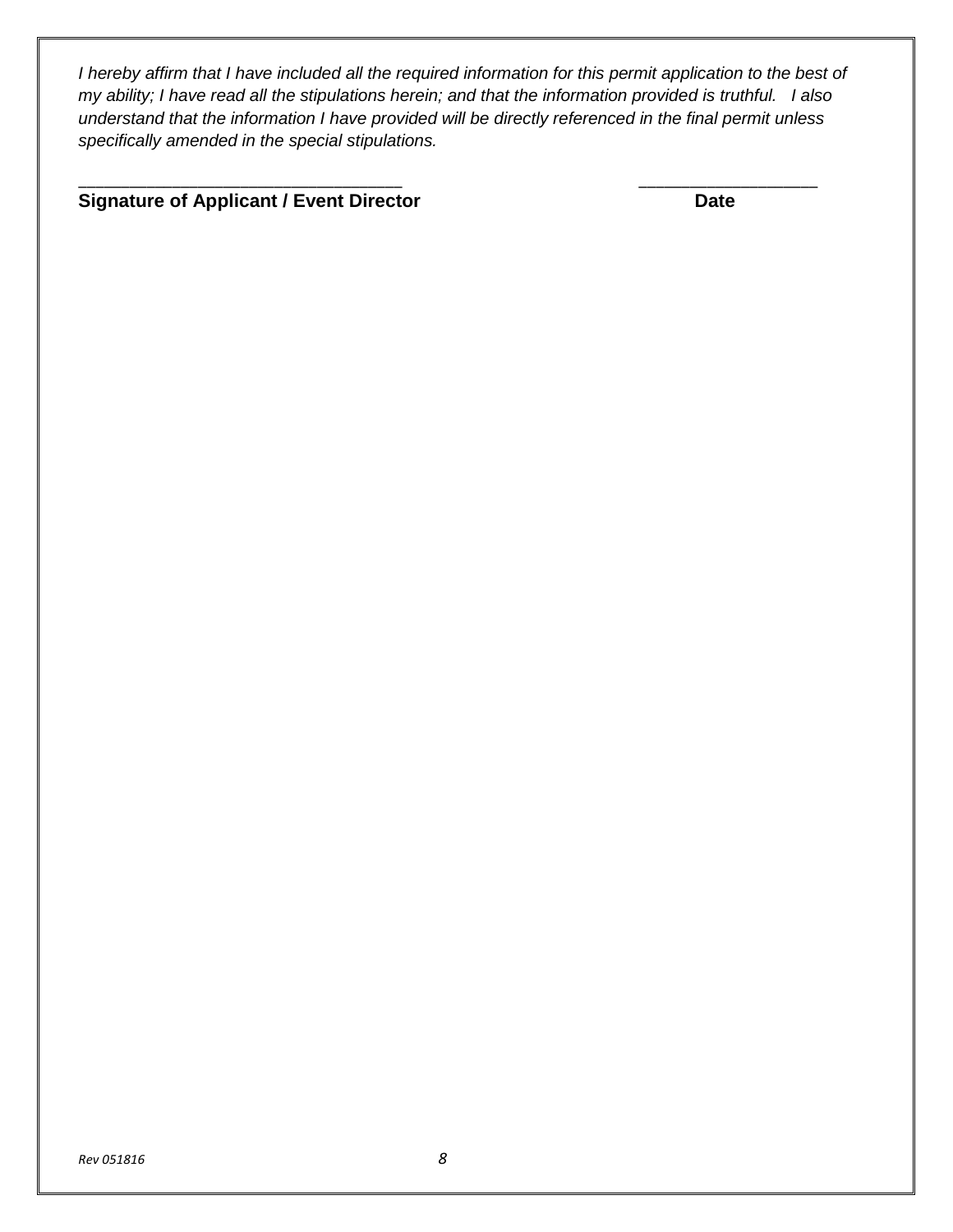*I hereby affirm that I have included all the required information for this permit application to the best of my ability; I have read all the stipulations herein; and that the information provided is truthful. I also understand that the information I have provided will be directly referenced in the final permit unless specifically amended in the special stipulations.*

_________________________________ __________________
**Signature of Applicant / Event Director** **Date**

Rev 051816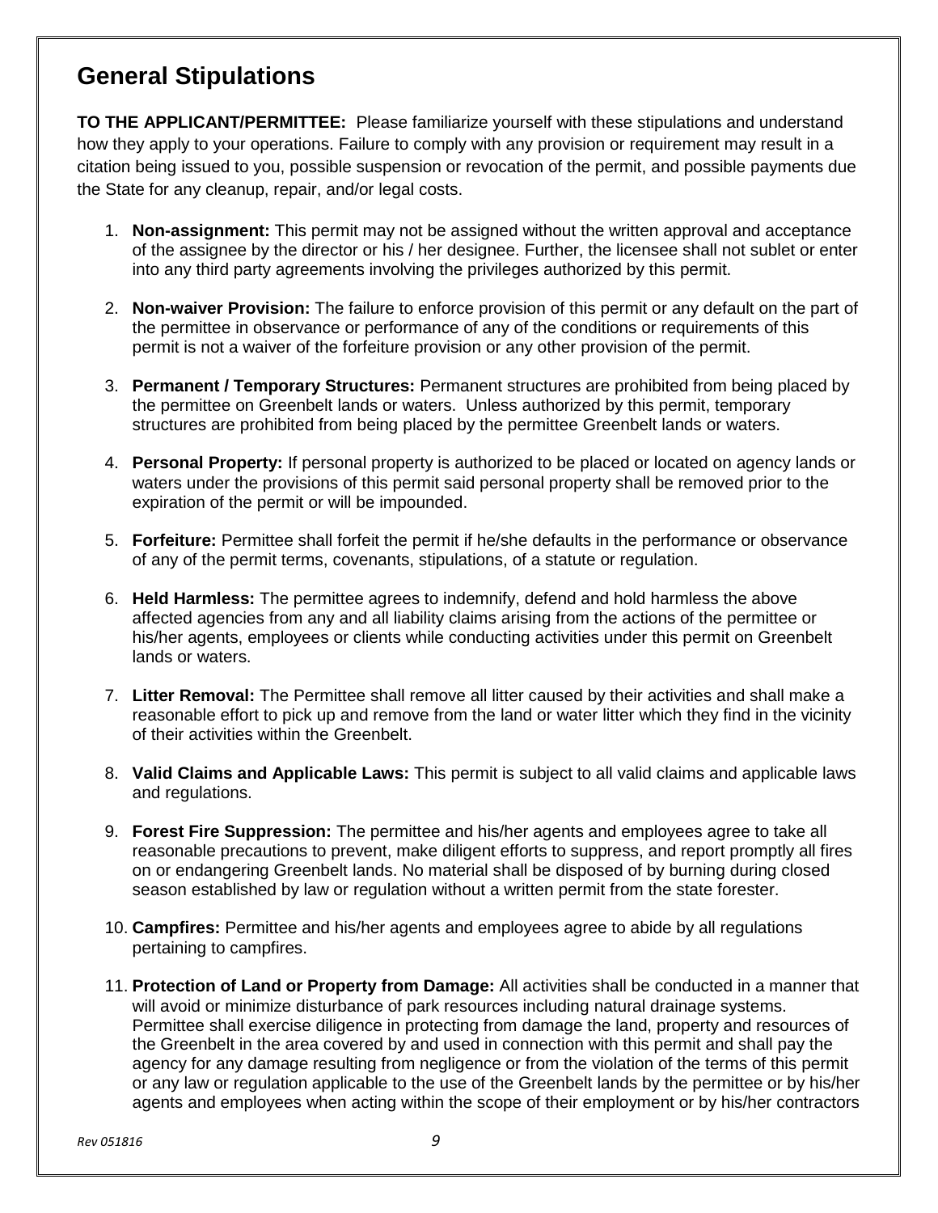## General Stipulations

**TO THE APPLICANT/PERMITTEE:** Please familiarize yourself with these stipulations and understand how they apply to your operations. Failure to comply with any provision or requirement may result in a citation being issued to you, possible suspension or revocation of the permit, and possible payments due the State for any cleanup, repair, and/or legal costs.

1. **Non-assignment:** This permit may not be assigned without the written approval and acceptance of the assignee by the director or his / her designee. Further, the licensee shall not sublet or enter into any third party agreements involving the privileges authorized by this permit.

2. **Non-waiver Provision:** The failure to enforce provision of this permit or any default on the part of the permittee in observance or performance of any of the conditions or requirements of this permit is not a waiver of the forfeiture provision or any other provision of the permit.

3. **Permanent / Temporary Structures:** Permanent structures are prohibited from being placed by the permittee on Greenbelt lands or waters. Unless authorized by this permit, temporary structures are prohibited from being placed by the permittee Greenbelt lands or waters.

4. **Personal Property:** If personal property is authorized to be placed or located on agency lands or waters under the provisions of this permit said personal property shall be removed prior to the expiration of the permit or will be impounded.

5. **Forfeiture:** Permittee shall forfeit the permit if he/she defaults in the performance or observance of any of the permit terms, covenants, stipulations, of a statute or regulation.

6. **Held Harmless:** The permittee agrees to indemnify, defend and hold harmless the above affected agencies from any and all liability claims arising from the actions of the permittee or his/her agents, employees or clients while conducting activities under this permit on Greenbelt lands or waters.

7. **Litter Removal:** The Permittee shall remove all litter caused by their activities and shall make a reasonable effort to pick up and remove from the land or water litter which they find in the vicinity of their activities within the Greenbelt.

8. **Valid Claims and Applicable Laws:** This permit is subject to all valid claims and applicable laws and regulations.

9. **Forest Fire Suppression:** The permittee and his/her agents and employees agree to take all reasonable precautions to prevent, make diligent efforts to suppress, and report promptly all fires on or endangering Greenbelt lands. No material shall be disposed of by burning during closed season established by law or regulation without a written permit from the state forester.

10. **Campfires:** Permittee and his/her agents and employees agree to abide by all regulations pertaining to campfires.

11. **Protection of Land or Property from Damage:** All activities shall be conducted in a manner that will avoid or minimize disturbance of park resources including natural drainage systems. Permittee shall exercise diligence in protecting from damage the land, property and resources of the Greenbelt in the area covered by and used in connection with this permit and shall pay the agency for any damage resulting from negligence or from the violation of the terms of this permit or any law or regulation applicable to the use of the Greenbelt lands by the permittee or by his/her agents and employees when acting within the scope of their employment or by his/her contractors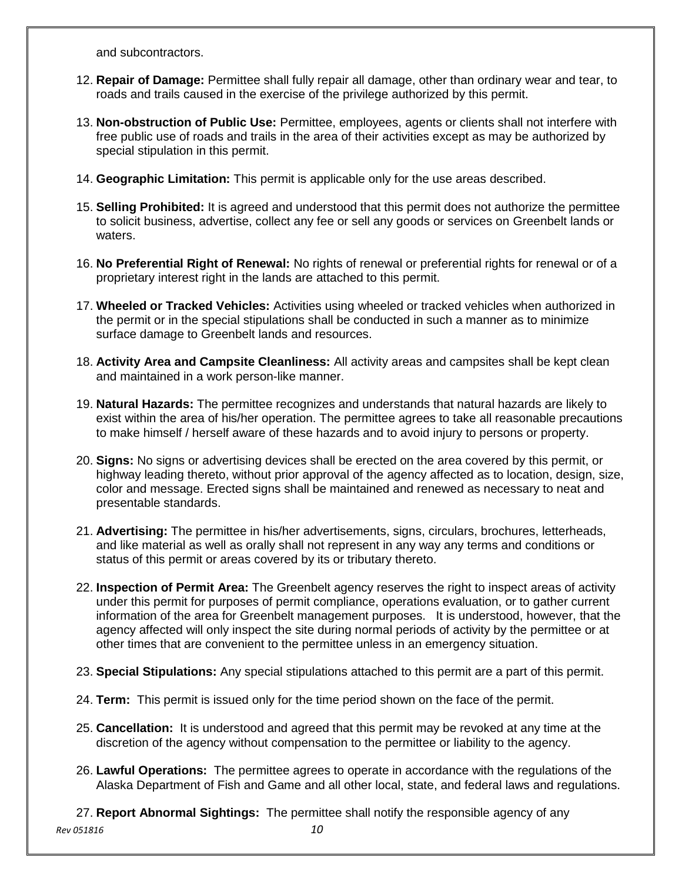and subcontractors.

12. **Repair of Damage:** Permittee shall fully repair all damage, other than ordinary wear and tear, to roads and trails caused in the exercise of the privilege authorized by this permit.

13. **Non-obstruction of Public Use:** Permittee, employees, agents or clients shall not interfere with free public use of roads and trails in the area of their activities except as may be authorized by special stipulation in this permit.

14. **Geographic Limitation:** This permit is applicable only for the use areas described.

15. **Selling Prohibited:** It is agreed and understood that this permit does not authorize the permittee to solicit business, advertise, collect any fee or sell any goods or services on Greenbelt lands or waters.

16. **No Preferential Right of Renewal:** No rights of renewal or preferential rights for renewal or of a proprietary interest right in the lands are attached to this permit.

17. **Wheeled or Tracked Vehicles:** Activities using wheeled or tracked vehicles when authorized in the permit or in the special stipulations shall be conducted in such a manner as to minimize surface damage to Greenbelt lands and resources.

18. **Activity Area and Campsite Cleanliness:** All activity areas and campsites shall be kept clean and maintained in a work person-like manner.

19. **Natural Hazards:** The permittee recognizes and understands that natural hazards are likely to exist within the area of his/her operation. The permittee agrees to take all reasonable precautions to make himself / herself aware of these hazards and to avoid injury to persons or property.

20. **Signs:** No signs or advertising devices shall be erected on the area covered by this permit, or highway leading thereto, without prior approval of the agency affected as to location, design, size, color and message. Erected signs shall be maintained and renewed as necessary to neat and presentable standards.

21. **Advertising:** The permittee in his/her advertisements, signs, circulars, brochures, letterheads, and like material as well as orally shall not represent in any way any terms and conditions or status of this permit or areas covered by its or tributary thereto.

22. **Inspection of Permit Area:** The Greenbelt agency reserves the right to inspect areas of activity under this permit for purposes of permit compliance, operations evaluation, or to gather current information of the area for Greenbelt management purposes. It is understood, however, that the agency affected will only inspect the site during normal periods of activity by the permittee or at other times that are convenient to the permittee unless in an emergency situation.

23. **Special Stipulations:** Any special stipulations attached to this permit are a part of this permit.

24. **Term:** This permit is issued only for the time period shown on the face of the permit.

25. **Cancellation:** It is understood and agreed that this permit may be revoked at any time at the discretion of the agency without compensation to the permittee or liability to the agency.

26. **Lawful Operations:** The permittee agrees to operate in accordance with the regulations of the Alaska Department of Fish and Game and all other local, state, and federal laws and regulations.

27. **Report Abnormal Sightings:** The permittee shall notify the responsible agency of any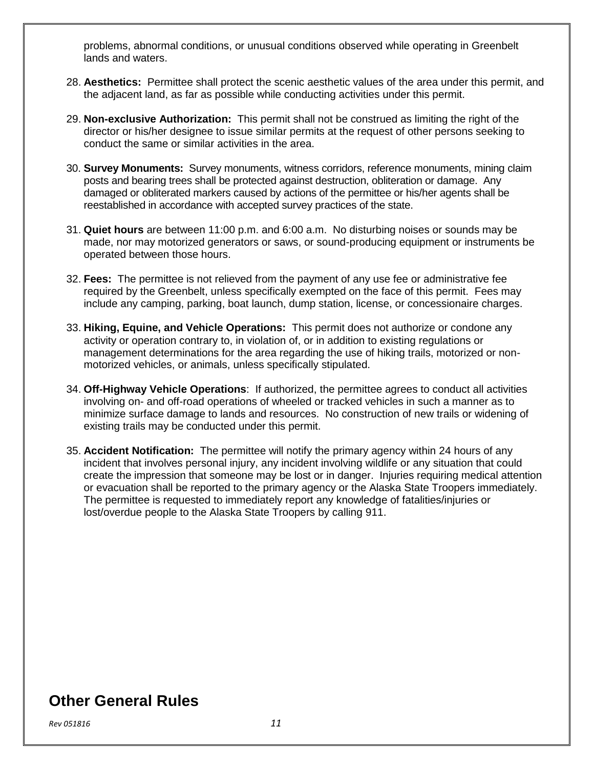problems, abnormal conditions, or unusual conditions observed while operating in Greenbelt lands and waters.

28. **Aesthetics:** Permittee shall protect the scenic aesthetic values of the area under this permit, and the adjacent land, as far as possible while conducting activities under this permit.

29. **Non-exclusive Authorization:** This permit shall not be construed as limiting the right of the director or his/her designee to issue similar permits at the request of other persons seeking to conduct the same or similar activities in the area.

30. **Survey Monuments:** Survey monuments, witness corridors, reference monuments, mining claim posts and bearing trees shall be protected against destruction, obliteration or damage. Any damaged or obliterated markers caused by actions of the permittee or his/her agents shall be reestablished in accordance with accepted survey practices of the state.

31. **Quiet hours** are between 11:00 p.m. and 6:00 a.m. No disturbing noises or sounds may be made, nor may motorized generators or saws, or sound-producing equipment or instruments be operated between those hours.

32. **Fees:** The permittee is not relieved from the payment of any use fee or administrative fee required by the Greenbelt, unless specifically exempted on the face of this permit. Fees may include any camping, parking, boat launch, dump station, license, or concessionaire charges.

33. **Hiking, Equine, and Vehicle Operations:** This permit does not authorize or condone any activity or operation contrary to, in violation of, or in addition to existing regulations or management determinations for the area regarding the use of hiking trails, motorized or non-motorized vehicles, or animals, unless specifically stipulated.

34. **Off-Highway Vehicle Operations**: If authorized, the permittee agrees to conduct all activities involving on- and off-road operations of wheeled or tracked vehicles in such a manner as to minimize surface damage to lands and resources. No construction of new trails or widening of existing trails may be conducted under this permit.

35. **Accident Notification:** The permittee will notify the primary agency within 24 hours of any incident that involves personal injury, any incident involving wildlife or any situation that could create the impression that someone may be lost or in danger. Injuries requiring medical attention or evacuation shall be reported to the primary agency or the Alaska State Troopers immediately. The permittee is requested to immediately report any knowledge of fatalities/injuries or lost/overdue people to the Alaska State Troopers by calling 911.

## Other General Rules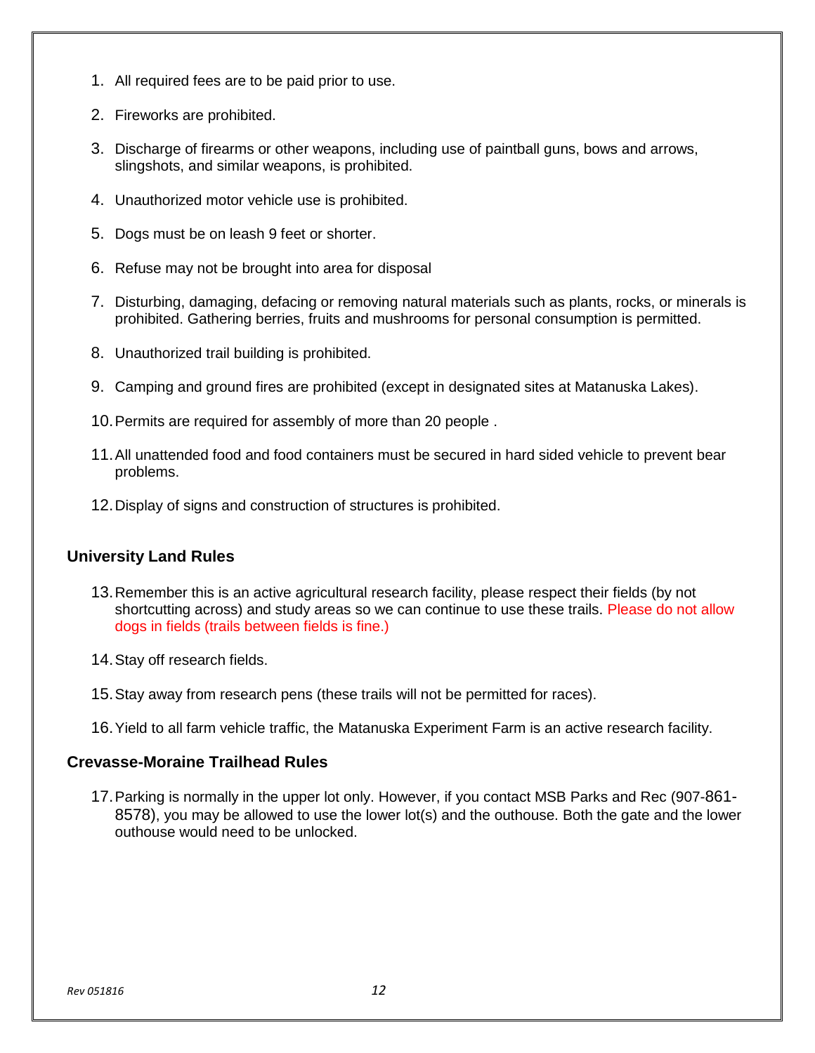1. All required fees are to be paid prior to use.

2. Fireworks are prohibited.

3. Discharge of firearms or other weapons, including use of paintball guns, bows and arrows, slingshots, and similar weapons, is prohibited.

4. Unauthorized motor vehicle use is prohibited.

5. Dogs must be on leash 9 feet or shorter.

6. Refuse may not be brought into area for disposal

7. Disturbing, damaging, defacing or removing natural materials such as plants, rocks, or minerals is prohibited. Gathering berries, fruits and mushrooms for personal consumption is permitted.

8. Unauthorized trail building is prohibited.

9. Camping and ground fires are prohibited (except in designated sites at Matanuska Lakes).

10. Permits are required for assembly of more than 20 people .

11. All unattended food and food containers must be secured in hard sided vehicle to prevent bear problems.

12. Display of signs and construction of structures is prohibited.

### University Land Rules

13. Remember this is an active agricultural research facility, please respect their fields (by not shortcutting across) and study areas so we can continue to use these trails. Please do not allow dogs in fields (trails between fields is fine.)

14. Stay off research fields.

15. Stay away from research pens (these trails will not be permitted for races).

16. Yield to all farm vehicle traffic, the Matanuska Experiment Farm is an active research facility.

### Crevasse-Moraine Trailhead Rules

17. Parking is normally in the upper lot only. However, if you contact MSB Parks and Rec (907-861-8578), you may be allowed to use the lower lot(s) and the outhouse. Both the gate and the lower outhouse would need to be unlocked.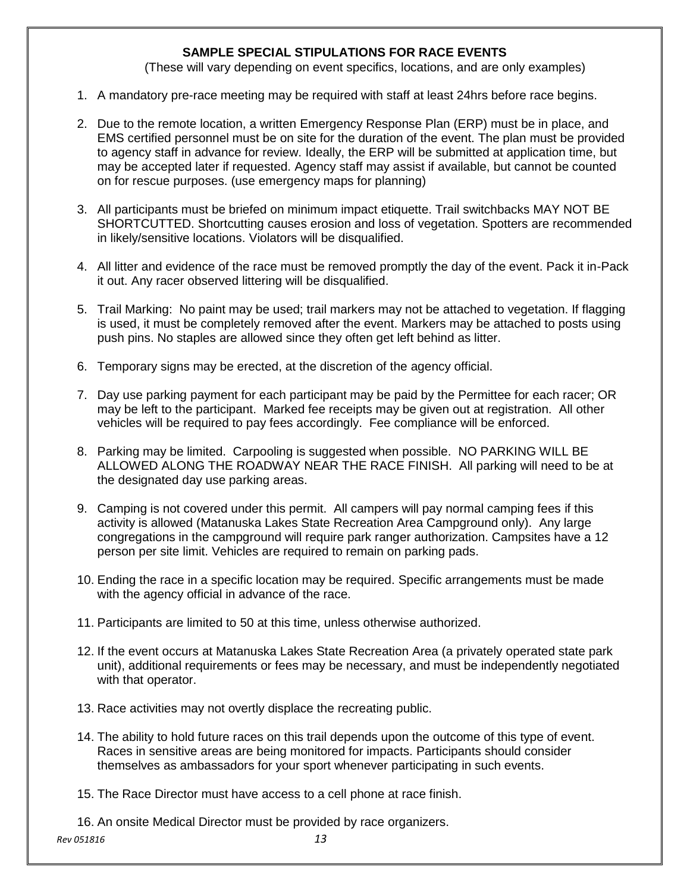# SAMPLE SPECIAL STIPULATIONS FOR RACE EVENTS

(These will vary depending on event specifics, locations, and are only examples)

1. A mandatory pre-race meeting may be required with staff at least 24hrs before race begins.

2. Due to the remote location, a written Emergency Response Plan (ERP) must be in place, and EMS certified personnel must be on site for the duration of the event. The plan must be provided to agency staff in advance for review. Ideally, the ERP will be submitted at application time, but may be accepted later if requested. Agency staff may assist if available, but cannot be counted on for rescue purposes. (use emergency maps for planning)

3. All participants must be briefed on minimum impact etiquette. Trail switchbacks MAY NOT BE SHORTCUTTED. Shortcutting causes erosion and loss of vegetation. Spotters are recommended in likely/sensitive locations. Violators will be disqualified.

4. All litter and evidence of the race must be removed promptly the day of the event. Pack it in-Pack it out. Any racer observed littering will be disqualified.

5. Trail Marking: No paint may be used; trail markers may not be attached to vegetation. If flagging is used, it must be completely removed after the event. Markers may be attached to posts using push pins. No staples are allowed since they often get left behind as litter.

6. Temporary signs may be erected, at the discretion of the agency official.

7. Day use parking payment for each participant may be paid by the Permittee for each racer; OR may be left to the participant. Marked fee receipts may be given out at registration. All other vehicles will be required to pay fees accordingly. Fee compliance will be enforced.

8. Parking may be limited. Carpooling is suggested when possible. NO PARKING WILL BE ALLOWED ALONG THE ROADWAY NEAR THE RACE FINISH. All parking will need to be at the designated day use parking areas.

9. Camping is not covered under this permit. All campers will pay normal camping fees if this activity is allowed (Matanuska Lakes State Recreation Area Campground only). Any large congregations in the campground will require park ranger authorization. Campsites have a 12 person per site limit. Vehicles are required to remain on parking pads.

10. Ending the race in a specific location may be required. Specific arrangements must be made with the agency official in advance of the race.

11. Participants are limited to 50 at this time, unless otherwise authorized.

12. If the event occurs at Matanuska Lakes State Recreation Area (a privately operated state park unit), additional requirements or fees may be necessary, and must be independently negotiated with that operator.

13. Race activities may not overtly displace the recreating public.

14. The ability to hold future races on this trail depends upon the outcome of this type of event. Races in sensitive areas are being monitored for impacts. Participants should consider themselves as ambassadors for your sport whenever participating in such events.

15. The Race Director must have access to a cell phone at race finish.

16. An onsite Medical Director must be provided by race organizers.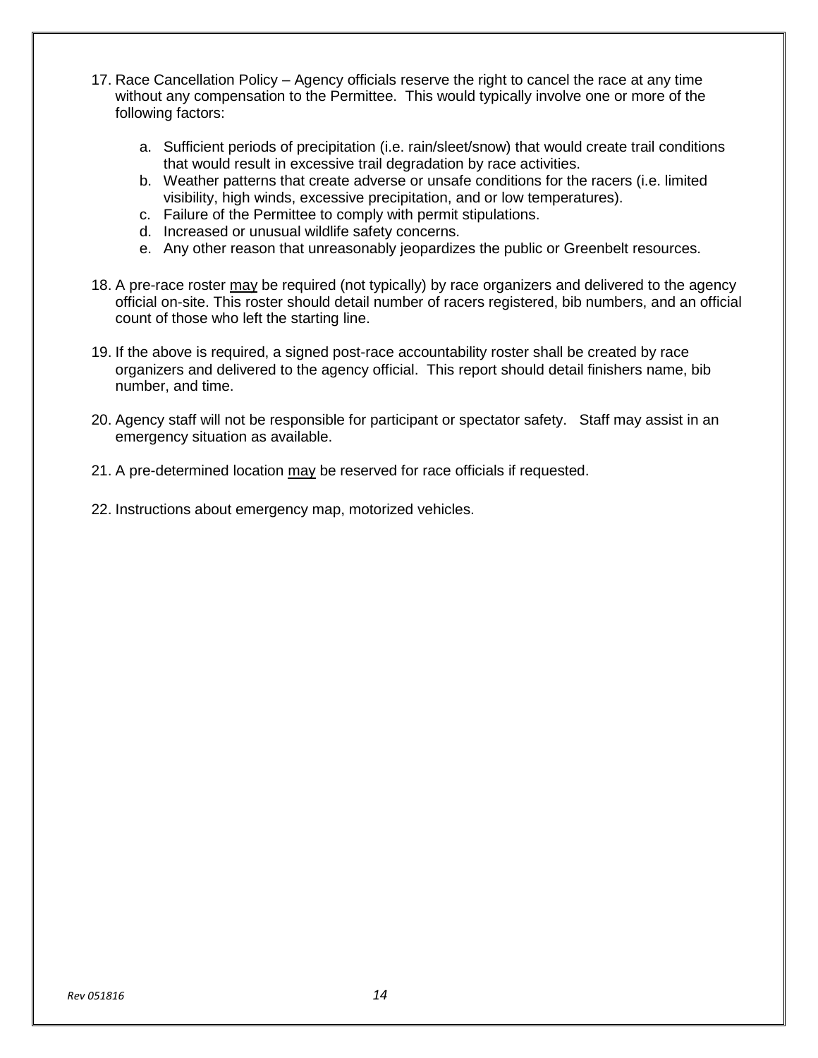17. Race Cancellation Policy – Agency officials reserve the right to cancel the race at any time without any compensation to the Permittee. This would typically involve one or more of the following factors:

    a. Sufficient periods of precipitation (i.e. rain/sleet/snow) that would create trail conditions that would result in excessive trail degradation by race activities.
    b. Weather patterns that create adverse or unsafe conditions for the racers (i.e. limited visibility, high winds, excessive precipitation, and or low temperatures).
    c. Failure of the Permittee to comply with permit stipulations.
    d. Increased or unusual wildlife safety concerns.
    e. Any other reason that unreasonably jeopardizes the public or Greenbelt resources.

18. A pre-race roster <u>may</u> be required (not typically) by race organizers and delivered to the agency official on-site. This roster should detail number of racers registered, bib numbers, and an official count of those who left the starting line.

19. If the above is required, a signed post-race accountability roster shall be created by race organizers and delivered to the agency official. This report should detail finishers name, bib number, and time.

20. Agency staff will not be responsible for participant or spectator safety. Staff may assist in an emergency situation as available.

21. A pre-determined location <u>may</u> be reserved for race officials if requested.

22. Instructions about emergency map, motorized vehicles.